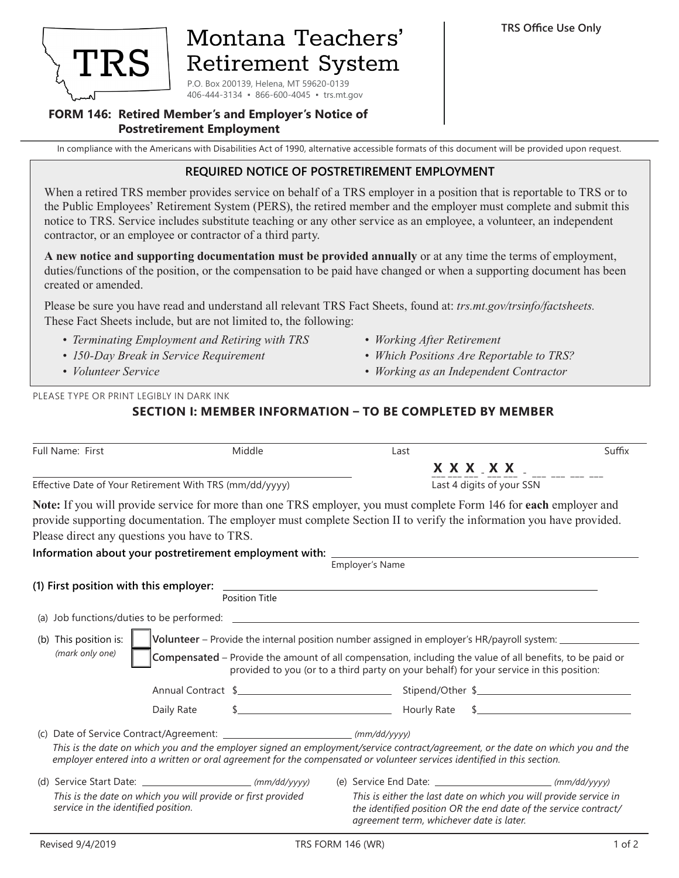# Montana Teachers' Retirement System

TRS

P.O. Box 200139, Helena, MT 59620-0139
406-444-3134 ▪ 866-600-4045 ▪ trs.mt.gov

TRS Office Use Only

## FORM 146: Retired Member's and Employer's Notice of Postretirement Employment

In compliance with the Americans with Disabilities Act of 1990, alternative accessible formats of this document will be provided upon request.

### REQUIRED NOTICE OF POSTRETIREMENT EMPLOYMENT

When a retired TRS member provides service on behalf of a TRS employer in a position that is reportable to TRS or to the Public Employees' Retirement System (PERS), the retired member and the employer must complete and submit this notice to TRS. Service includes substitute teaching or any other service as an employee, a volunteer, an independent contractor, or an employee or contractor of a third party.

**A new notice and supporting documentation must be provided annually** or at any time the terms of employment, duties/functions of the position, or the compensation to be paid have changed or when a supporting document has been created or amended.

Please be sure you have read and understand all relevant TRS Fact Sheets, found at: *trs.mt.gov/trsinfo/factsheets.* These Fact Sheets include, but are not limited to, the following:

- *Terminating Employment and Retiring with TRS*
- *150-Day Break in Service Requirement*
- *Volunteer Service*
- *Working After Retirement*
- *Which Positions Are Reportable to TRS?*
- *Working as an Independent Contractor*

PLEASE TYPE OR PRINT LEGIBLY IN DARK INK

### SECTION I: MEMBER INFORMATION – TO BE COMPLETED BY MEMBER

Full Name: First ____________ Middle ____________ Last ____________ Suffix ____________

Effective Date of Your Retirement With TRS (mm/dd/yyyy) ____________

Last 4 digits of your SSN: X X X - X X - ___ ___ ___ ___

**Note:** If you will provide service for more than one TRS employer, you must complete Form 146 for **each** employer and provide supporting documentation. The employer must complete Section II to verify the information you have provided. Please direct any questions you have to TRS.

**Information about your postretirement employment with:** ____________ (Employer's Name)

**(1) First position with this employer:** ____________ (Position Title)

(a) Job functions/duties to be performed: ____________

(b) This position is: *(mark only one)*

- ☐ **Volunteer** – Provide the internal position number assigned in employer's HR/payroll system: ____________
- ☐ **Compensated** – Provide the amount of all compensation, including the value of all benefits, to be paid or provided to you (or to a third party on your behalf) for your service in this position:

Annual Contract $____________ Stipend/Other $____________

Daily Rate $____________ Hourly Rate $____________

(c) Date of Service Contract/Agreement: ____________ *(mm/dd/yyyy)*

*This is the date on which you and the employer signed an employment/service contract/agreement, or the date on which you and the employer entered into a written or oral agreement for the compensated or volunteer services identified in this section.*

(d) Service Start Date: ____________ *(mm/dd/yyyy)*

*This is the date on which you will provide or first provided service in the identified position.*

(e) Service End Date: ____________ *(mm/dd/yyyy)*

*This is either the last date on which you will provide service in the identified position OR the end date of the service contract/agreement term, whichever date is later.*

Revised 9/4/2019 TRS FORM 146 (WR)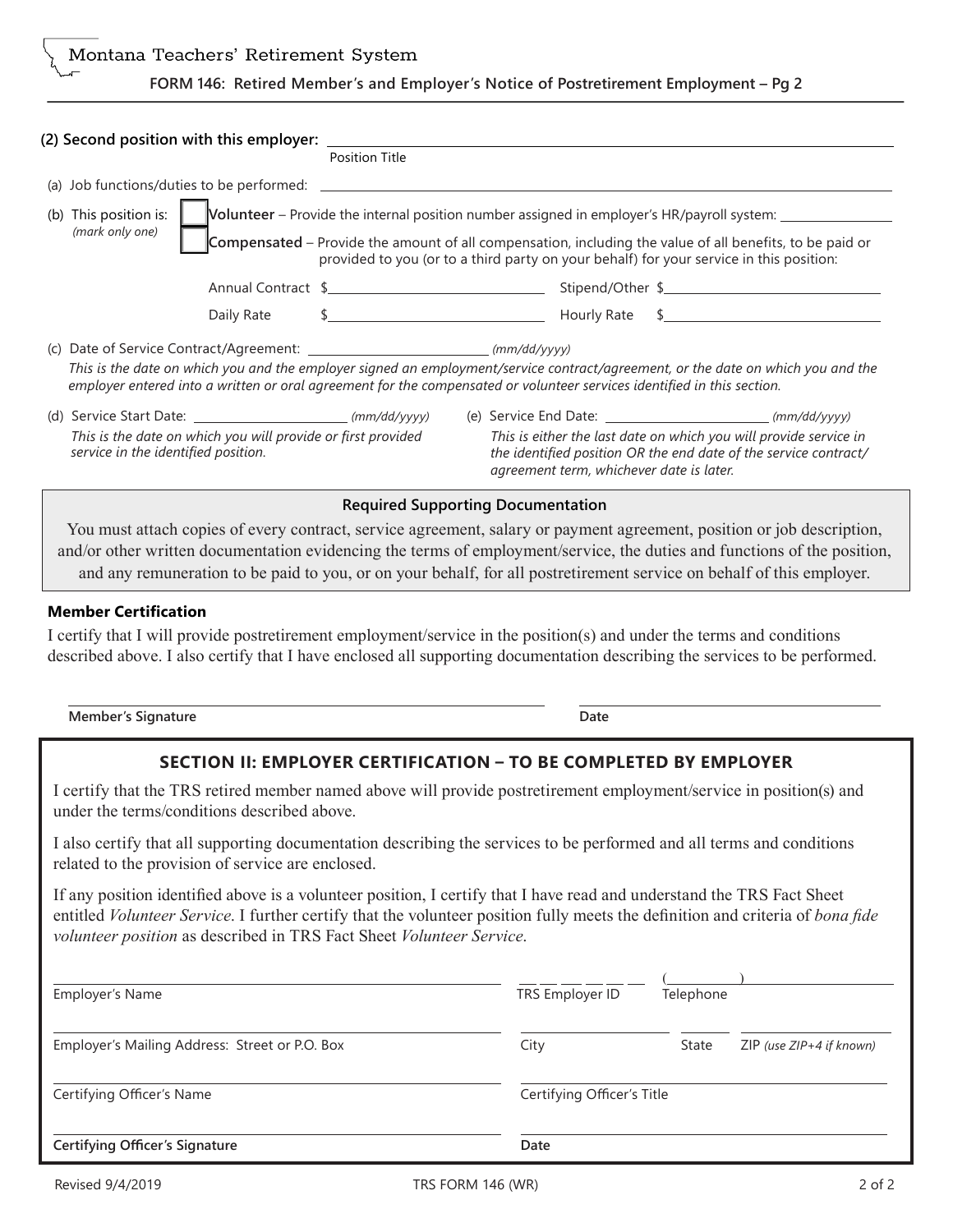**(2) Second position with this employer:** ______________________________

Position Title

(a) Job functions/duties to be performed: ______________________________

(b) This position is: *(mark only one)*

☐ **Volunteer** – Provide the internal position number assigned in employer's HR/payroll system: ______________

☐ **Compensated** – Provide the amount of all compensation, including the value of all benefits, to be paid or provided to you (or to a third party on your behalf) for your service in this position:

| | | | |
|---|---|---|---|
| Annual Contract | $ ______________ | Stipend/Other | $ ______________ |
| Daily Rate | $ ______________ | Hourly Rate | $ ______________ |

(c) Date of Service Contract/Agreement: ______________ *(mm/dd/yyyy)*

*This is the date on which you and the employer signed an employment/service contract/agreement, or the date on which you and the employer entered into a written or oral agreement for the compensated or volunteer services identified in this section.*

(d) Service Start Date: ______________ *(mm/dd/yyyy)*

*This is the date on which you will provide or first provided service in the identified position.*

(e) Service End Date: ______________ *(mm/dd/yyyy)*

*This is either the last date on which you will provide service in the identified position OR the end date of the service contract/agreement term, whichever date is later.*

**Required Supporting Documentation**

You must attach copies of every contract, service agreement, salary or payment agreement, position or job description, and/or other written documentation evidencing the terms of employment/service, the duties and functions of the position, and any remuneration to be paid to you, or on your behalf, for all postretirement service on behalf of this employer.

**Member Certification**

I certify that I will provide postretirement employment/service in the position(s) and under the terms and conditions described above. I also certify that I have enclosed all supporting documentation describing the services to be performed.

______________________________ ______________________________

**Member's Signature** **Date**

## SECTION II: EMPLOYER CERTIFICATION – TO BE COMPLETED BY EMPLOYER

I certify that the TRS retired member named above will provide postretirement employment/service in position(s) and under the terms/conditions described above.

I also certify that all supporting documentation describing the services to be performed and all terms and conditions related to the provision of service are enclosed.

If any position identified above is a volunteer position, I certify that I have read and understand the TRS Fact Sheet entitled *Volunteer Service*. I further certify that the volunteer position fully meets the definition and criteria of *bona fide volunteer position* as described in TRS Fact Sheet *Volunteer Service*.

______________________________ __ __ __ __ __ __ ( ) ______________

Employer's Name | TRS Employer ID | Telephone

______________________________ ______________ ______ ______________

Employer's Mailing Address: Street or P.O. Box | City | State | ZIP *(use ZIP+4 if known)*

______________________________ ______________________________

Certifying Officer's Name | Certifying Officer's Title

______________________________ ______________________________

**Certifying Officer's Signature** | **Date**

Revised 9/4/2019 TRS FORM 146 (WR)